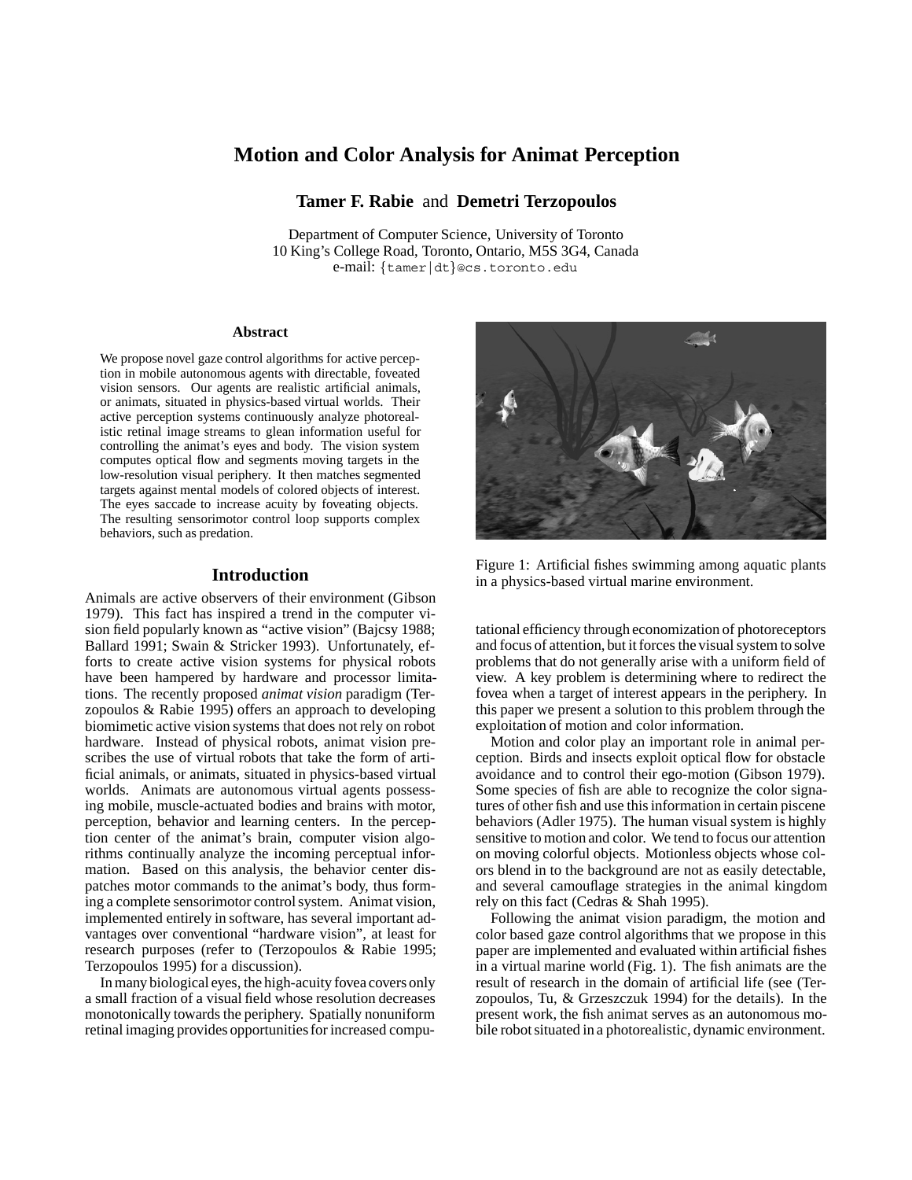# Motion and Color Analysis for Animat Perception

**Tamer F. Rabie** and **Demetri Terzopoulos**

Department of Computer Science, University of Toronto
10 King's College Road, Toronto, Ontario, M5S 3G4, Canada
e-mail: {tamer|dt}@cs.toronto.edu

### Abstract

We propose novel gaze control algorithms for active perception in mobile autonomous agents with directable, foveated vision sensors. Our agents are realistic artificial animals, or animats, situated in physics-based virtual worlds. Their active perception systems continuously analyze photorealistic retinal image streams to glean information useful for controlling the animat's eyes and body. The vision system computes optical flow and segments moving targets in the low-resolution visual periphery. It then matches segmented targets against mental models of colored objects of interest. The eyes saccade to increase acuity by foveating objects. The resulting sensorimotor control loop supports complex behaviors, such as predation.

## Introduction

Animals are active observers of their environment (Gibson 1979). This fact has inspired a trend in the computer vision field popularly known as "active vision" (Bajcsy 1988; Ballard 1991; Swain & Stricker 1993). Unfortunately, efforts to create active vision systems for physical robots have been hampered by hardware and processor limitations. The recently proposed *animat vision* paradigm (Terzopoulos & Rabie 1995) offers an approach to developing biomimetic active vision systems that does not rely on robot hardware. Instead of physical robots, animat vision prescribes the use of virtual robots that take the form of artificial animals, or animats, situated in physics-based virtual worlds. Animats are autonomous virtual agents possessing mobile, muscle-actuated bodies and brains with motor, perception, behavior and learning centers. In the perception center of the animat's brain, computer vision algorithms continually analyze the incoming perceptual information. Based on this analysis, the behavior center dispatches motor commands to the animat's body, thus forming a complete sensorimotor control system. Animat vision, implemented entirely in software, has several important advantages over conventional "hardware vision", at least for research purposes (refer to (Terzopoulos & Rabie 1995; Terzopoulos 1995) for a discussion).

In many biological eyes, the high-acuity fovea covers only a small fraction of a visual field whose resolution decreases monotonically towards the periphery. Spatially nonuniform retinal imaging provides opportunities for increased computational efficiency through economization of photoreceptors and focus of attention, but it forces the visual system to solve problems that do not generally arise with a uniform field of view. A key problem is determining where to redirect the fovea when a target of interest appears in the periphery. In this paper we present a solution to this problem through the exploitation of motion and color information.

Figure 1: Artificial fishes swimming among aquatic plants in a physics-based virtual marine environment.

Motion and color play an important role in animal perception. Birds and insects exploit optical flow for obstacle avoidance and to control their ego-motion (Gibson 1979). Some species of fish are able to recognize the color signatures of other fish and use this information in certain piscene behaviors (Adler 1975). The human visual system is highly sensitive to motion and color. We tend to focus our attention on moving colorful objects. Motionless objects whose colors blend in to the background are not as easily detectable, and several camouflage strategies in the animal kingdom rely on this fact (Cedras & Shah 1995).

Following the animat vision paradigm, the motion and color based gaze control algorithms that we propose in this paper are implemented and evaluated within artificial fishes in a virtual marine world (Fig. 1). The fish animats are the result of research in the domain of artificial life (see (Terzopoulos, Tu, & Grzeszczuk 1994) for the details). In the present work, the fish animat serves as an autonomous mobile robot situated in a photorealistic, dynamic environment.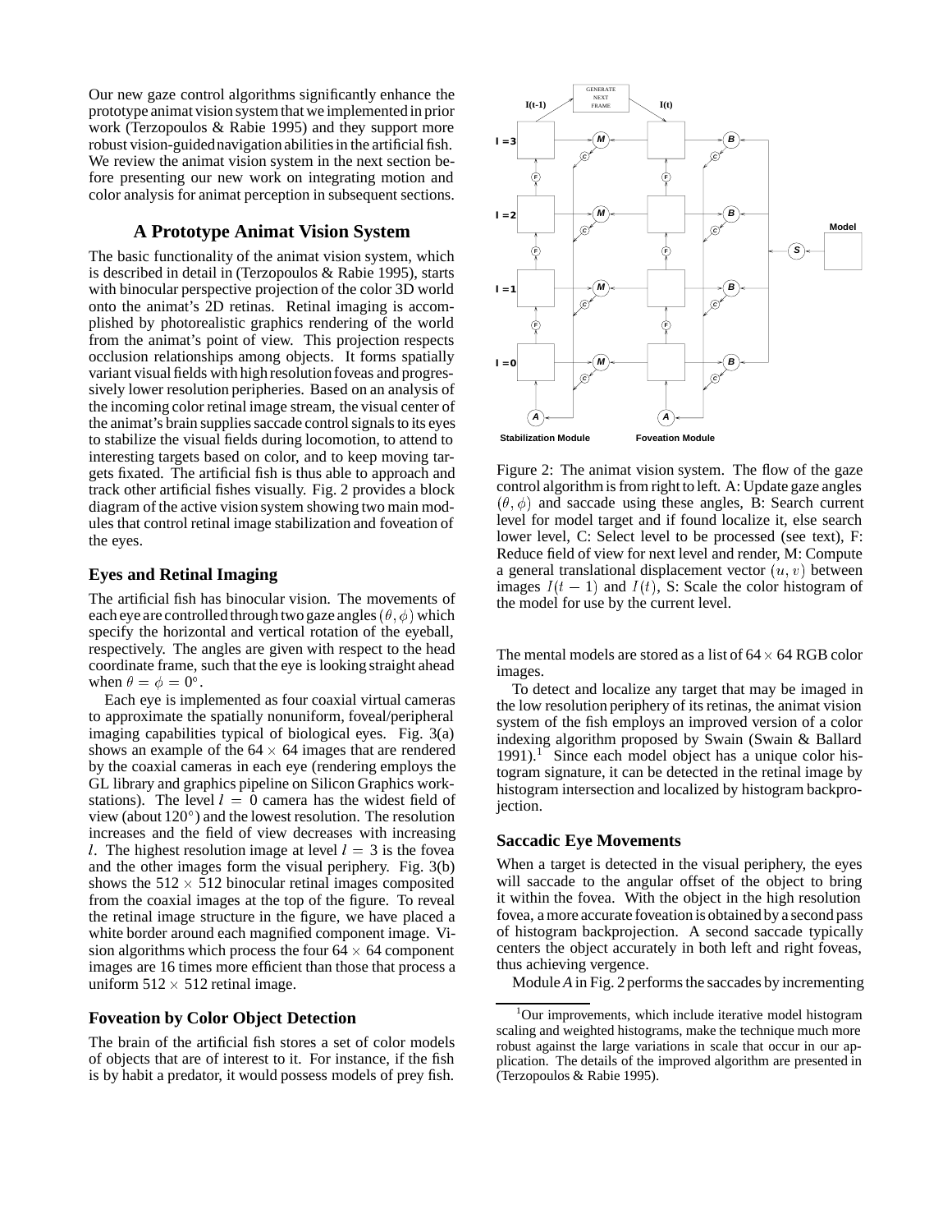Our new gaze control algorithms significantly enhance the prototype animat vision system that we implemented in prior work (Terzopoulos & Rabie 1995) and they support more robust vision-guided navigation abilities in the artificial fish. We review the animat vision system in the next section before presenting our new work on integrating motion and color analysis for animat perception in subsequent sections.

## A Prototype Animat Vision System

The basic functionality of the animat vision system, which is described in detail in (Terzopoulos & Rabie 1995), starts with binocular perspective projection of the color 3D world onto the animat's 2D retinas. Retinal imaging is accomplished by photorealistic graphics rendering of the world from the animat's point of view. This projection respects occlusion relationships among objects. It forms spatially variant visual fields with high resolution foveas and progressively lower resolution peripheries. Based on an analysis of the incoming color retinal image stream, the visual center of the animat's brain supplies saccade control signals to its eyes to stabilize the visual fields during locomotion, to attend to interesting targets based on color, and to keep moving targets fixated. The artificial fish is thus able to approach and track other artificial fishes visually. Fig. 2 provides a block diagram of the active vision system showing two main modules that control retinal image stabilization and foveation of the eyes.

### Eyes and Retinal Imaging

The artificial fish has binocular vision. The movements of each eye are controlled through two gaze angles $(\theta, \phi)$ which specify the horizontal and vertical rotation of the eyeball, respectively. The angles are given with respect to the head coordinate frame, such that the eye is looking straight ahead when $\theta = \phi = 0^\circ$.

Each eye is implemented as four coaxial virtual cameras to approximate the spatially nonuniform, foveal/peripheral imaging capabilities typical of biological eyes. Fig. 3(a) shows an example of the $64 \times 64$ images that are rendered by the coaxial cameras in each eye (rendering employs the GL library and graphics pipeline on Silicon Graphics workstations). The level $l = 0$ camera has the widest field of view (about $120^\circ$) and the lowest resolution. The resolution increases and the field of view decreases with increasing $l$. The highest resolution image at level $l = 3$ is the fovea and the other images form the visual periphery. Fig. 3(b) shows the $512 \times 512$ binocular retinal images composited from the coaxial images at the top of the figure. To reveal the retinal image structure in the figure, we have placed a white border around each magnified component image. Vision algorithms which process the four $64 \times 64$ component images are 16 times more efficient than those that process a uniform $512 \times 512$ retinal image.

### Foveation by Color Object Detection

The brain of the artificial fish stores a set of color models of objects that are of interest to it. For instance, if the fish is by habit a predator, it would possess models of prey fish.

Figure 2: The animat vision system. The flow of the gaze control algorithm is from right to left. A: Update gaze angles $(\theta, \phi)$ and saccade using these angles, B: Search current level for model target and if found localize it, else search lower level, C: Select level to be processed (see text), F: Reduce field of view for next level and render, M: Compute a general translational displacement vector $(u, v)$ between images $I(t-1)$ and $I(t)$, S: Scale the color histogram of the model for use by the current level.

The mental models are stored as a list of $64 \times 64$ RGB color images.

To detect and localize any target that may be imaged in the low resolution periphery of its retinas, the animat vision system of the fish employs an improved version of a color indexing algorithm proposed by Swain (Swain & Ballard 1991).[1] Since each model object has a unique color histogram signature, it can be detected in the retinal image by histogram intersection and localized by histogram backprojection.

### Saccadic Eye Movements

When a target is detected in the visual periphery, the eyes will saccade to the angular offset of the object to bring it within the fovea. With the object in the high resolution fovea, a more accurate foveation is obtained by a second pass of histogram backprojection. A second saccade typically centers the object accurately in both left and right foveas, thus achieving vergence.

Module *A* in Fig. 2 performs the saccades by incrementing

[1] Our improvements, which include iterative model histogram scaling and weighted histograms, make the technique much more robust against the large variations in scale that occur in our application. The details of the improved algorithm are presented in (Terzopoulos & Rabie 1995).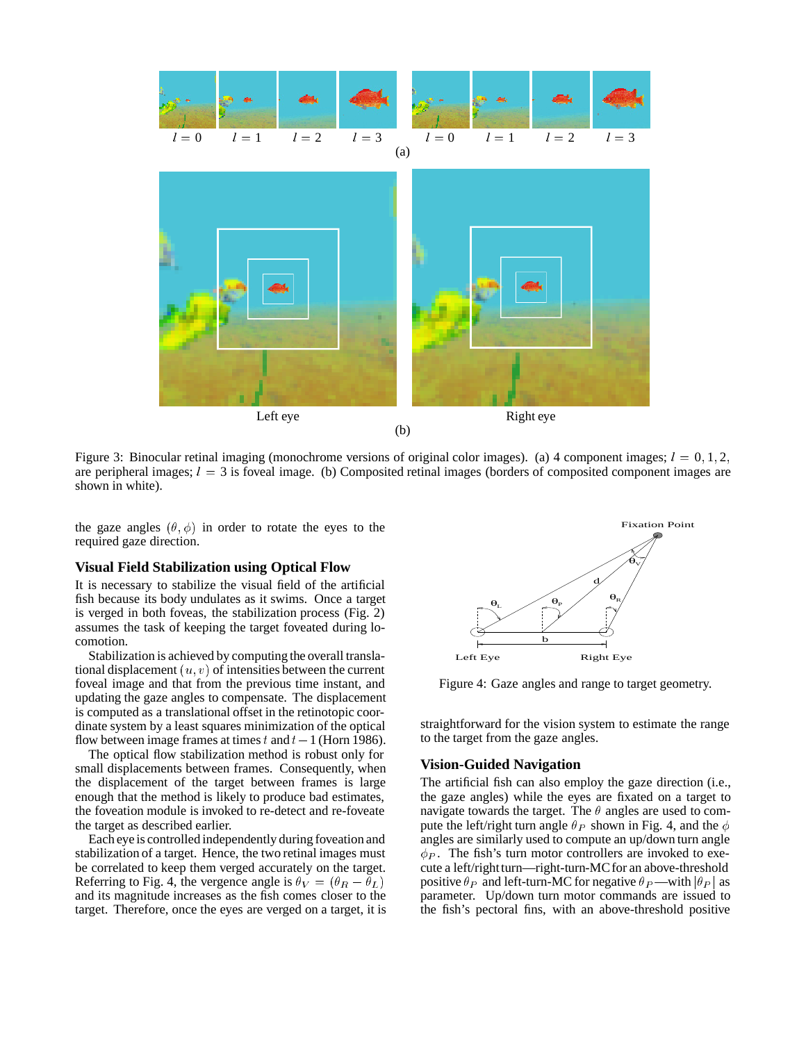Figure 3: Binocular retinal imaging (monochrome versions of original color images). (a) 4 component images; $l = 0, 1, 2,$ are peripheral images; $l = 3$ is foveal image. (b) Composited retinal images (borders of composited component images are shown in white).

the gaze angles $(\theta, \phi)$ in order to rotate the eyes to the required gaze direction.

### Visual Field Stabilization using Optical Flow

It is necessary to stabilize the visual field of the artificial fish because its body undulates as it swims. Once a target is verged in both foveas, the stabilization process (Fig. 2) assumes the task of keeping the target foveated during locomotion.

Stabilization is achieved by computing the overall translational displacement $(u, v)$ of intensities between the current foveal image and that from the previous time instant, and updating the gaze angles to compensate. The displacement is computed as a translational offset in the retinotopic coordinate system by a least squares minimization of the optical flow between image frames at times $t$ and $t-1$ (Horn 1986).

The optical flow stabilization method is robust only for small displacements between frames. Consequently, when the displacement of the target between frames is large enough that the method is likely to produce bad estimates, the foveation module is invoked to re-detect and re-foveate the target as described earlier.

Each eye is controlled independently during foveation and stabilization of a target. Hence, the two retinal images must be correlated to keep them verged accurately on the target. Referring to Fig. 4, the vergence angle is $\theta_V = (\theta_R - \theta_L)$ and its magnitude increases as the fish comes closer to the target. Therefore, once the eyes are verged on a target, it is straightforward for the vision system to estimate the range to the target from the gaze angles.

Figure 4: Gaze angles and range to target geometry.

### Vision-Guided Navigation

The artificial fish can also employ the gaze direction (i.e., the gaze angles) while the eyes are fixated on a target to navigate towards the target. The $\theta$ angles are used to compute the left/right turn angle $\theta_P$ shown in Fig. 4, and the $\phi$ angles are similarly used to compute an up/down turn angle $\phi_P$. The fish's turn motor controllers are invoked to execute a left/right turn—right-turn-MC for an above-threshold positive $\theta_P$ and left-turn-MC for negative $\theta_P$—with $|\theta_P|$ as parameter. Up/down turn motor commands are issued to the fish's pectoral fins, with an above-threshold positive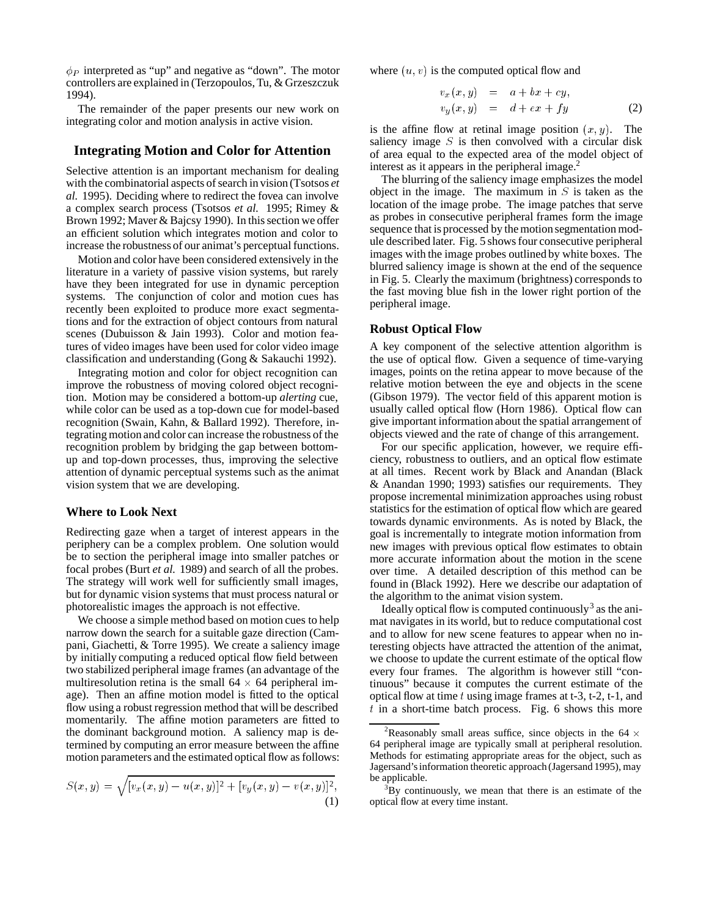$\phi_P$ interpreted as "up" and negative as "down". The motor controllers are explained in (Terzopoulos, Tu, & Grzeszczuk 1994).

The remainder of the paper presents our new work on integrating color and motion analysis in active vision.

## Integrating Motion and Color for Attention

Selective attention is an important mechanism for dealing with the combinatorial aspects of search in vision (Tsotsos *et al.* 1995). Deciding where to redirect the fovea can involve a complex search process (Tsotsos *et al.* 1995; Rimey & Brown 1992; Maver & Bajcsy 1990). In this section we offer an efficient solution which integrates motion and color to increase the robustness of our animat's perceptual functions.

Motion and color have been considered extensively in the literature in a variety of passive vision systems, but rarely have they been integrated for use in dynamic perception systems. The conjunction of color and motion cues has recently been exploited to produce more exact segmentations and for the extraction of object contours from natural scenes (Dubuisson & Jain 1993). Color and motion features of video images have been used for color video image classification and understanding (Gong & Sakauchi 1992).

Integrating motion and color for object recognition can improve the robustness of moving colored object recognition. Motion may be considered a bottom-up *alerting* cue, while color can be used as a top-down cue for model-based recognition (Swain, Kahn, & Ballard 1992). Therefore, integrating motion and color can increase the robustness of the recognition problem by bridging the gap between bottom-up and top-down processes, thus, improving the selective attention of dynamic perceptual systems such as the animat vision system that we are developing.

### Where to Look Next

Redirecting gaze when a target of interest appears in the periphery can be a complex problem. One solution would be to section the peripheral image into smaller patches or focal probes (Burt *et al.* 1989) and search of all the probes. The strategy will work well for sufficiently small images, but for dynamic vision systems that must process natural or photorealistic images the approach is not effective.

We choose a simple method based on motion cues to help narrow down the search for a suitable gaze direction (Campani, Giachetti, & Torre 1995). We create a saliency image by initially computing a reduced optical flow field between two stabilized peripheral image frames (an advantage of the multiresolution retina is the small $64 \times 64$ peripheral image). Then an affine motion model is fitted to the optical flow using a robust regression method that will be described momentarily. The affine motion parameters are fitted to the dominant background motion. A saliency map is determined by computing an error measure between the affine motion parameters and the estimated optical flow as follows:

$$S(x, y) = \sqrt{[v_x(x, y) - u(x, y)]^2 + [v_y(x, y) - v(x, y)]^2}, \quad (1)$$

where $(u, v)$ is the computed optical flow and

$$\begin{aligned} v_x(x, y) &= a + bx + cy, \\ v_y(x, y) &= d + ex + fy \end{aligned} \quad (2)$$

is the affine flow at retinal image position $(x, y)$. The saliency image $S$ is then convolved with a circular disk of area equal to the expected area of the model object of interest as it appears in the peripheral image.[2]

The blurring of the saliency image emphasizes the model object in the image. The maximum in $S$ is taken as the location of the image probe. The image patches that serve as probes in consecutive peripheral frames form the image sequence that is processed by the motion segmentation module described later. Fig. 5 shows four consecutive peripheral images with the image probes outlined by white boxes. The blurred saliency image is shown at the end of the sequence in Fig. 5. Clearly the maximum (brightness) corresponds to the fast moving blue fish in the lower right portion of the peripheral image.

### Robust Optical Flow

A key component of the selective attention algorithm is the use of optical flow. Given a sequence of time-varying images, points on the retina appear to move because of the relative motion between the eye and objects in the scene (Gibson 1979). The vector field of this apparent motion is usually called optical flow (Horn 1986). Optical flow can give important information about the spatial arrangement of objects viewed and the rate of change of this arrangement.

For our specific application, however, we require efficiency, robustness to outliers, and an optical flow estimate at all times. Recent work by Black and Anandan (Black & Anandan 1990; 1993) satisfies our requirements. They propose incremental minimization approaches using robust statistics for the estimation of optical flow which are geared towards dynamic environments. As is noted by Black, the goal is incrementally to integrate motion information from new images with previous optical flow estimates to obtain more accurate information about the motion in the scene over time. A detailed description of this method can be found in (Black 1992). Here we describe our adaptation of the algorithm to the animat vision system.

Ideally optical flow is computed continuously[3] as the animat navigates in its world, but to reduce computational cost and to allow for new scene features to appear when no interesting objects have attracted the attention of the animat, we choose to update the current estimate of the optical flow every four frames. The algorithm is however still "continuous" because it computes the current estimate of the optical flow at time $t$ using image frames at t-3, t-2, t-1, and $t$ in a short-time batch process. Fig. 6 shows this more

[2] Reasonably small areas suffice, since objects in the $64 \times 64$ peripheral image are typically small at peripheral resolution. Methods for estimating appropriate areas for the object, such as Jagersand's information theoretic approach (Jagersand 1995), may be applicable.

[3] By continuously, we mean that there is an estimate of the optical flow at every time instant.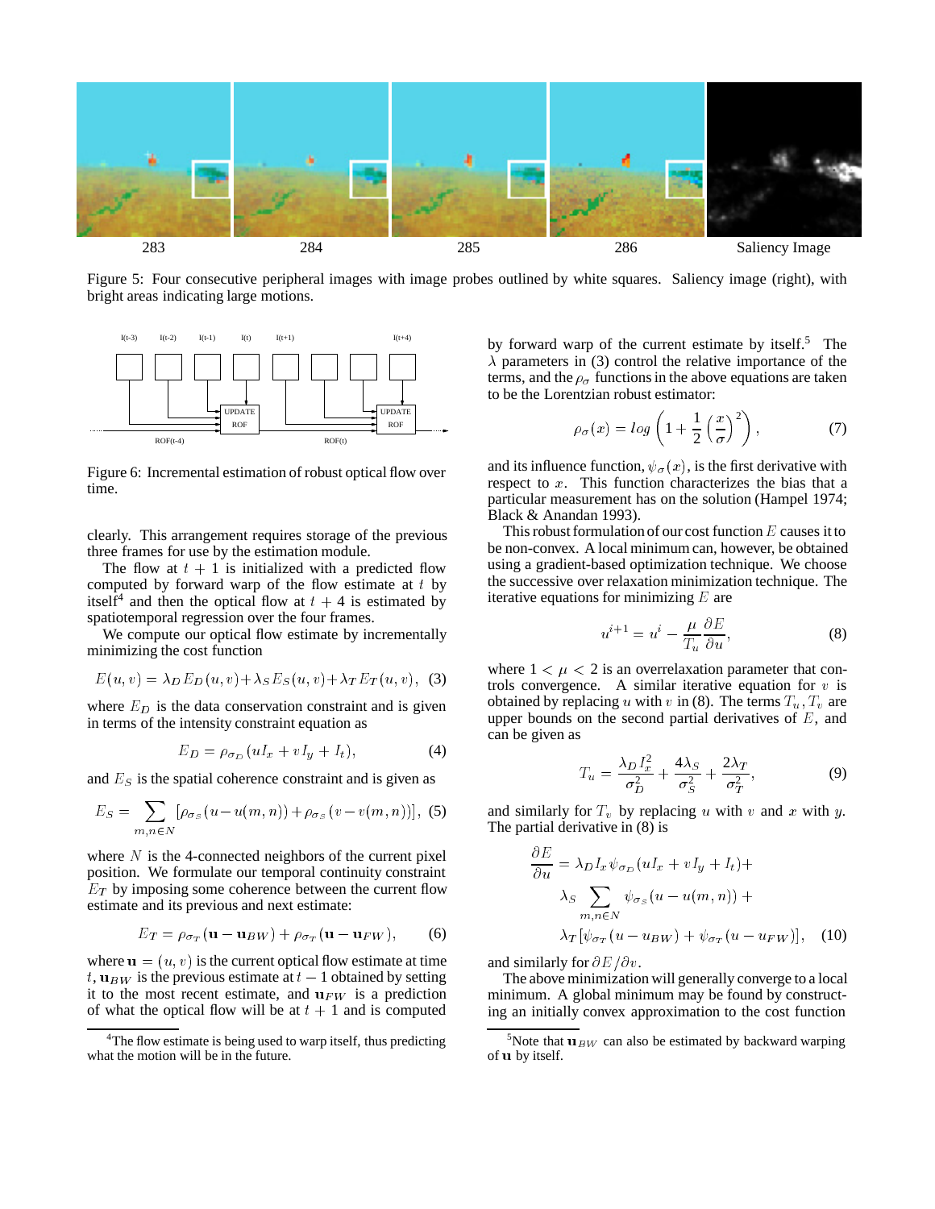Figure 5: Four consecutive peripheral images with image probes outlined by white squares. Saliency image (right), with bright areas indicating large motions.

Figure 6: Incremental estimation of robust optical flow over time.

clearly. This arrangement requires storage of the previous three frames for use by the estimation module.

The flow at $t+1$ is initialized with a predicted flow computed by forward warp of the flow estimate at $t$ by itself[4] and then the optical flow at $t+4$ is estimated by spatiotemporal regression over the four frames.

We compute our optical flow estimate by incrementally minimizing the cost function

$$E(u,v) = \lambda_D E_D(u,v) + \lambda_S E_S(u,v) + \lambda_T E_T(u,v), \quad (3)$$

where $E_D$ is the data conservation constraint and is given in terms of the intensity constraint equation as

$$E_D = \rho_{\sigma_D}(uI_x + vI_y + I_t), \quad (4)$$

and $E_S$ is the spatial coherence constraint and is given as

$$E_S = \sum_{m,n \in N} \left[\rho_{\sigma_S}(u - u(m,n)) + \rho_{\sigma_S}(v - v(m,n))\right], \quad (5)$$

where $N$ is the 4-connected neighbors of the current pixel position. We formulate our temporal continuity constraint $E_T$ by imposing some coherence between the current flow estimate and its previous and next estimate:

$$E_T = \rho_{\sigma_T}(\mathbf{u} - \mathbf{u}_{BW}) + \rho_{\sigma_T}(\mathbf{u} - \mathbf{u}_{FW}), \quad (6)$$

where $\mathbf{u} = (u,v)$ is the current optical flow estimate at time $t$, $\mathbf{u}_{BW}$ is the previous estimate at $t-1$ obtained by setting it to the most recent estimate, and $\mathbf{u}_{FW}$ is a prediction of what the optical flow will be at $t+1$ and is computed by forward warp of the current estimate by itself.[5] The $\lambda$ parameters in (3) control the relative importance of the terms, and the $\rho_\sigma$ functions in the above equations are taken to be the Lorentzian robust estimator:

$$\rho_\sigma(x) = log\left(1 + \frac{1}{2}\left(\frac{x}{\sigma}\right)^2\right), \quad (7)$$

and its influence function, $\psi_\sigma(x)$, is the first derivative with respect to $x$. This function characterizes the bias that a particular measurement has on the solution (Hampel 1974; Black & Anandan 1993).

This robust formulation of our cost function $E$ causes it to be non-convex. A local minimum can, however, be obtained using a gradient-based optimization technique. We choose the successive over relaxation minimization technique. The iterative equations for minimizing $E$ are

$$u^{i+1} = u^i - \frac{\mu}{T_u}\frac{\partial E}{\partial u}, \quad (8)$$

where $1 < \mu < 2$ is an overrelaxation parameter that controls convergence. A similar iterative equation for $v$ is obtained by replacing $u$ with $v$ in (8). The terms $T_u, T_v$ are upper bounds on the second partial derivatives of $E$, and can be given as

$$T_u = \frac{\lambda_D I_x^2}{\sigma_D^2} + \frac{4\lambda_S}{\sigma_S^2} + \frac{2\lambda_T}{\sigma_T^2}, \quad (9)$$

and similarly for $T_v$ by replacing $u$ with $v$ and $x$ with $y$. The partial derivative in (8) is

$$\begin{aligned}\frac{\partial E}{\partial u} &= \lambda_D I_x \psi_{\sigma_D}(uI_x + vI_y + I_t) + \\ &\lambda_S \sum_{m,n \in N} \psi_{\sigma_S}(u - u(m,n)) + \\ &\lambda_T\left[\psi_{\sigma_T}(u - u_{BW}) + \psi_{\sigma_T}(u - u_{FW})\right], \quad (10)\end{aligned}$$

and similarly for $\partial E / \partial v$.

The above minimization will generally converge to a local minimum. A global minimum may be found by constructing an initially convex approximation to the cost function

[4] The flow estimate is being used to warp itself, thus predicting what the motion will be in the future.

[5] Note that $\mathbf{u}_{BW}$ can also be estimated by backward warping of $\mathbf{u}$ by itself.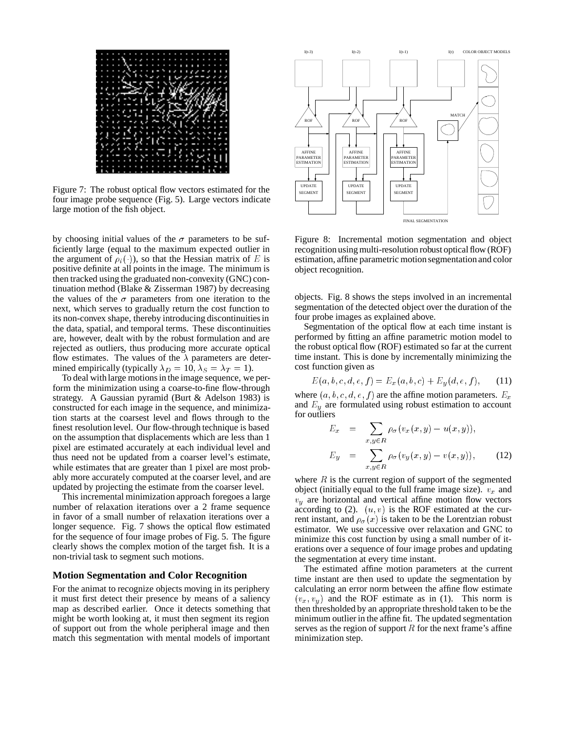Figure 7: The robust optical flow vectors estimated for the four image probe sequence (Fig. 5). Large vectors indicate large motion of the fish object.

by choosing initial values of the $\sigma$ parameters to be sufficiently large (equal to the maximum expected outlier in the argument of $\rho_i(\cdot)$), so that the Hessian matrix of $E$ is positive definite at all points in the image. The minimum is then tracked using the graduated non-convexity (GNC) continuation method (Blake & Zisserman 1987) by decreasing the values of the $\sigma$ parameters from one iteration to the next, which serves to gradually return the cost function to its non-convex shape, thereby introducing discontinuities in the data, spatial, and temporal terms. These discontinuities are, however, dealt with by the robust formulation and are rejected as outliers, thus producing more accurate optical flow estimates. The values of the $\lambda$ parameters are determined empirically (typically $\lambda_D = 10, \lambda_S = \lambda_T = 1$).

To deal with large motions in the image sequence, we perform the minimization using a coarse-to-fine flow-through strategy. A Gaussian pyramid (Burt & Adelson 1983) is constructed for each image in the sequence, and minimization starts at the coarsest level and flows through to the finest resolution level. Our flow-through technique is based on the assumption that displacements which are less than 1 pixel are estimated accurately at each individual level and thus need not be updated from a coarser level's estimate, while estimates that are greater than 1 pixel are most probably more accurately computed at the coarser level, and are updated by projecting the estimate from the coarser level.

This incremental minimization approach foregoes a large number of relaxation iterations over a 2 frame sequence in favor of a small number of relaxation iterations over a longer sequence. Fig. 7 shows the optical flow estimated for the sequence of four image probes of Fig. 5. The figure clearly shows the complex motion of the target fish. It is a non-trivial task to segment such motions.

## Motion Segmentation and Color Recognition

For the animat to recognize objects moving in its periphery it must first detect their presence by means of a saliency map as described earlier. Once it detects something that might be worth looking at, it must then segment its region of support out from the whole peripheral image and then match this segmentation with mental models of important objects. Fig. 8 shows the steps involved in an incremental segmentation of the detected object over the duration of the four probe images as explained above.

Figure 8: Incremental motion segmentation and object recognition using multi-resolution robust optical flow (ROF) estimation, affine parametric motion segmentation and color object recognition.

Segmentation of the optical flow at each time instant is performed by fitting an affine parametric motion model to the robust optical flow (ROF) estimated so far at the current time instant. This is done by incrementally minimizing the cost function given as

$$E(a, b, c, d, e, f) = E_x(a, b, c) + E_y(d, e, f), \tag{11}$$

where $(a, b, c, d, e, f)$ are the affine motion parameters. $E_x$ and $E_y$ are formulated using robust estimation to account for outliers

$$\begin{aligned} E_x &= \sum_{x,y \in R} \rho_\sigma(v_x(x, y) - u(x, y)), \\ E_y &= \sum_{x,y \in R} \rho_\sigma(v_y(x, y) - v(x, y)), \end{aligned} \tag{12}$$

where $R$ is the current region of support of the segmented object (initially equal to the full frame image size). $v_x$ and $v_y$ are horizontal and vertical affine motion flow vectors according to (2). $(u, v)$ is the ROF estimated at the current instant, and $\rho_\sigma(x)$ is taken to be the Lorentzian robust estimator. We use successive over relaxation and GNC to minimize this cost function by using a small number of iterations over a sequence of four image probes and updating the segmentation at every time instant.

The estimated affine motion parameters at the current time instant are then used to update the segmentation by calculating an error norm between the affine flow estimate $(v_x, v_y)$ and the ROF estimate as in (1). This norm is then thresholded by an appropriate threshold taken to be the minimum outlier in the affine fit. The updated segmentation serves as the region of support $R$ for the next frame's affine minimization step.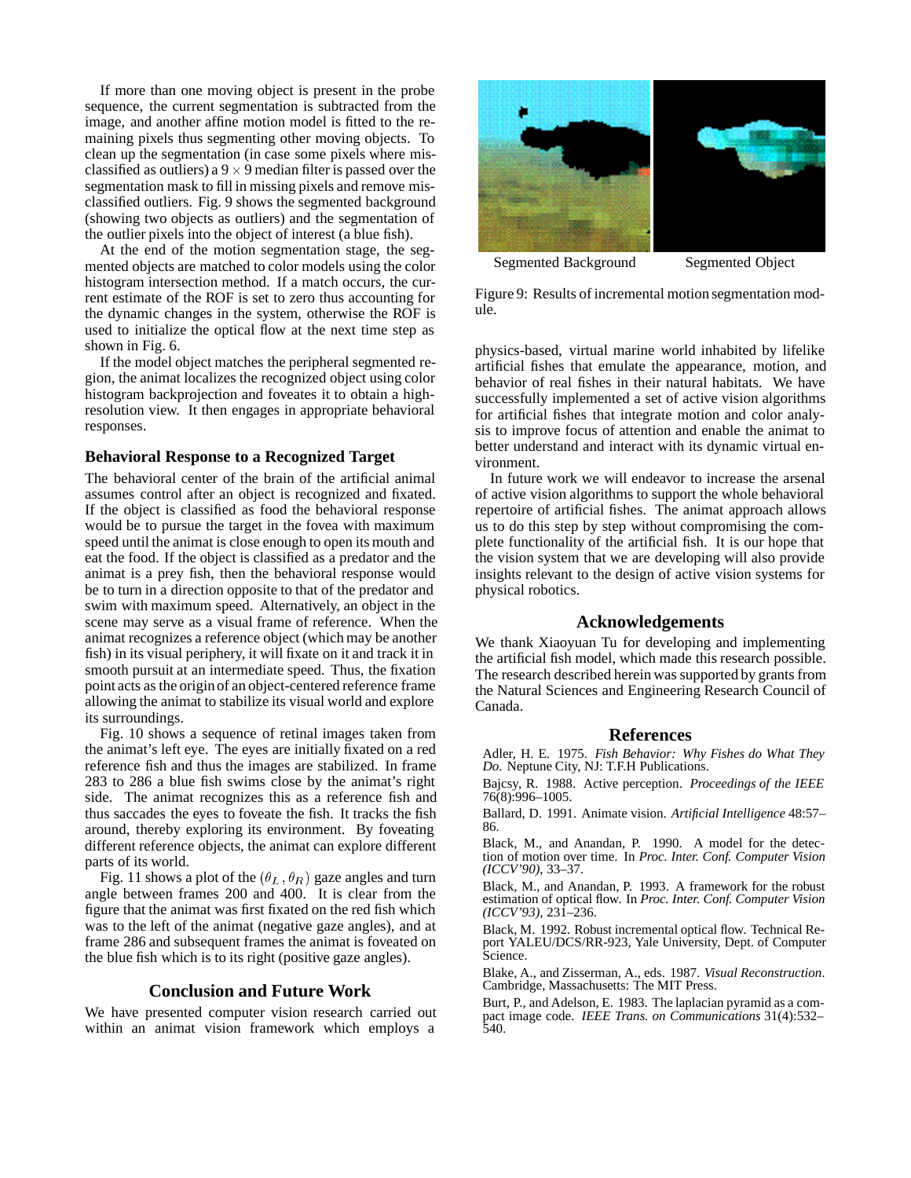If more than one moving object is present in the probe sequence, the current segmentation is subtracted from the image, and another affine motion model is fitted to the remaining pixels thus segmenting other moving objects. To clean up the segmentation (in case some pixels where misclassified as outliers) a $9 \times 9$ median filter is passed over the segmentation mask to fill in missing pixels and remove misclassified outliers. Fig. 9 shows the segmented background (showing two objects as outliers) and the segmentation of the outlier pixels into the object of interest (a blue fish).

At the end of the motion segmentation stage, the segmented objects are matched to color models using the color histogram intersection method. If a match occurs, the current estimate of the ROF is set to zero thus accounting for the dynamic changes in the system, otherwise the ROF is used to initialize the optical flow at the next time step as shown in Fig. 6.

If the model object matches the peripheral segmented region, the animat localizes the recognized object using color histogram backprojection and foveates it to obtain a high-resolution view. It then engages in appropriate behavioral responses.

### Behavioral Response to a Recognized Target

The behavioral center of the brain of the artificial animal assumes control after an object is recognized and fixated. If the object is classified as food the behavioral response would be to pursue the target in the fovea with maximum speed until the animat is close enough to open its mouth and eat the food. If the object is classified as a predator and the animat is a prey fish, then the behavioral response would be to turn in a direction opposite to that of the predator and swim with maximum speed. Alternatively, an object in the scene may serve as a visual frame of reference. When the animat recognizes a reference object (which may be another fish) in its visual periphery, it will fixate on it and track it in smooth pursuit at an intermediate speed. Thus, the fixation point acts as the origin of an object-centered reference frame allowing the animat to stabilize its visual world and explore its surroundings.

Fig. 10 shows a sequence of retinal images taken from the animat's left eye. The eyes are initially fixated on a red reference fish and thus the images are stabilized. In frame 283 to 286 a blue fish swims close by the animat's right side. The animat recognizes this as a reference fish and thus saccades the eyes to foveate the fish. It tracks the fish around, thereby exploring its environment. By foveating different reference objects, the animat can explore different parts of its world.

Fig. 11 shows a plot of the $(\theta_L, \theta_R)$ gaze angles and turn angle between frames 200 and 400. It is clear from the figure that the animat was first fixated on the red fish which was to the left of the animat (negative gaze angles), and at frame 286 and subsequent frames the animat is foveated on the blue fish which is to its right (positive gaze angles).

## Conclusion and Future Work

We have presented computer vision research carried out within an animat vision framework which employs a physics-based, virtual marine world inhabited by lifelike artificial fishes that emulate the appearance, motion, and behavior of real fishes in their natural habitats. We have successfully implemented a set of active vision algorithms for artificial fishes that integrate motion and color analysis to improve focus of attention and enable the animat to better understand and interact with its dynamic virtual environment.

In future work we will endeavor to increase the arsenal of active vision algorithms to support the whole behavioral repertoire of artificial fishes. The animat approach allows us to do this step by step without compromising the complete functionality of the artificial fish. It is our hope that the vision system that we are developing will also provide insights relevant to the design of active vision systems for physical robotics.

Segmented Background    Segmented Object

Figure 9: Results of incremental motion segmentation module.

## Acknowledgements

We thank Xiaoyuan Tu for developing and implementing the artificial fish model, which made this research possible. The research described herein was supported by grants from the Natural Sciences and Engineering Research Council of Canada.

## References

Adler, H. E. 1975. *Fish Behavior: Why Fishes do What They Do*. Neptune City, NJ: T.F.H Publications.

Bajcsy, R. 1988. Active perception. *Proceedings of the IEEE* 76(8):996–1005.

Ballard, D. 1991. Animate vision. *Artificial Intelligence* 48:57–86.

Black, M., and Anandan, P. 1990. A model for the detection of motion over time. In *Proc. Inter. Conf. Computer Vision (ICCV'90)*, 33–37.

Black, M., and Anandan, P. 1993. A framework for the robust estimation of optical flow. In *Proc. Inter. Conf. Computer Vision (ICCV'93)*, 231–236.

Black, M. 1992. Robust incremental optical flow. Technical Report YALEU/DCS/RR-923, Yale University, Dept. of Computer Science.

Blake, A., and Zisserman, A., eds. 1987. *Visual Reconstruction*. Cambridge, Massachusetts: The MIT Press.

Burt, P., and Adelson, E. 1983. The laplacian pyramid as a compact image code. *IEEE Trans. on Communications* 31(4):532–540.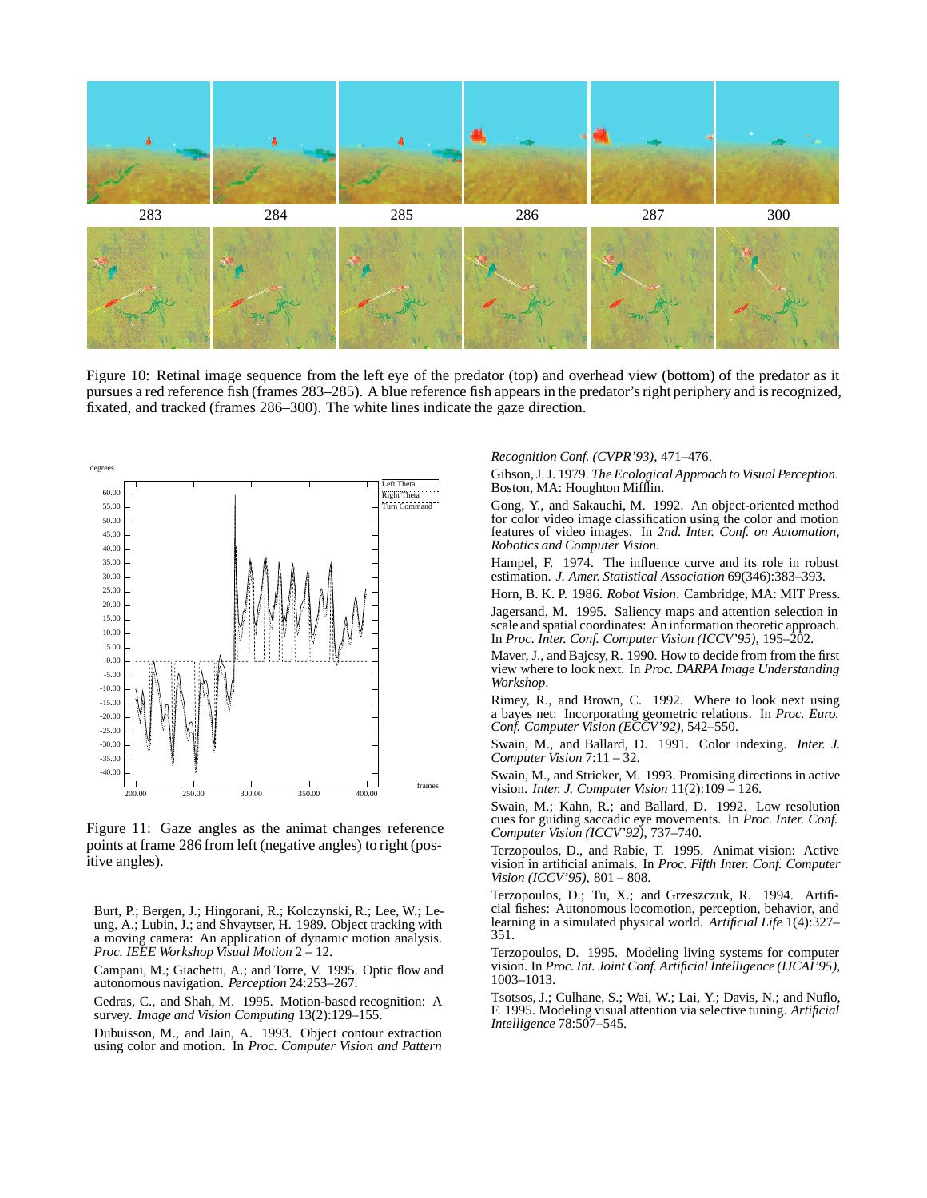283 284 285 286 287 300

Figure 10: Retinal image sequence from the left eye of the predator (top) and overhead view (bottom) of the predator as it pursues a red reference fish (frames 283–285). A blue reference fish appears in the predator's right periphery and is recognized, fixated, and tracked (frames 286–300). The white lines indicate the gaze direction.

degrees

60.00
55.00
50.00
45.00
40.00
35.00
30.00
25.00
20.00
15.00
10.00
5.00
0.00
-5.00
-10.00
-15.00
-20.00
-25.00
-30.00
-35.00
-40.00

200.00 250.00 300.00 350.00 400.00

frames

Left Theta
Right Theta
Turn Command

Figure 11: Gaze angles as the animat changes reference points at frame 286 from left (negative angles) to right (positive angles).

Burt, P.; Bergen, J.; Hingorani, R.; Kolczynski, R.; Lee, W.; Leung, A.; Lubin, J.; and Shvaytser, H. 1989. Object tracking with a moving camera: An application of dynamic motion analysis. *Proc. IEEE Workshop Visual Motion* 2 – 12.

Campani, M.; Giachetti, A.; and Torre, V. 1995. Optic flow and autonomous navigation. *Perception* 24:253–267.

Cedras, C., and Shah, M. 1995. Motion-based recognition: A survey. *Image and Vision Computing* 13(2):129–155.

Dubuisson, M., and Jain, A. 1993. Object contour extraction using color and motion. In *Proc. Computer Vision and Pattern Recognition Conf. (CVPR'93)*, 471–476.

Gibson, J. J. 1979. *The Ecological Approach to Visual Perception*. Boston, MA: Houghton Mifflin.

Gong, Y., and Sakauchi, M. 1992. An object-oriented method for color video image classification using the color and motion features of video images. In *2nd. Inter. Conf. on Automation, Robotics and Computer Vision*.

Hampel, F. 1974. The influence curve and its role in robust estimation. *J. Amer. Statistical Association* 69(346):383–393.

Horn, B. K. P. 1986. *Robot Vision*. Cambridge, MA: MIT Press.

Jagersand, M. 1995. Saliency maps and attention selection in scale and spatial coordinates: An information theoretic approach. In *Proc. Inter. Conf. Computer Vision (ICCV'95)*, 195–202.

Maver, J., and Bajcsy, R. 1990. How to decide from from the first view where to look next. In *Proc. DARPA Image Understanding Workshop*.

Rimey, R., and Brown, C. 1992. Where to look next using a bayes net: Incorporating geometric relations. In *Proc. Euro. Conf. Computer Vision (ECCV'92)*, 542–550.

Swain, M., and Ballard, D. 1991. Color indexing. *Inter. J. Computer Vision* 7:11 – 32.

Swain, M., and Stricker, M. 1993. Promising directions in active vision. *Inter. J. Computer Vision* 11(2):109 – 126.

Swain, M.; Kahn, R.; and Ballard, D. 1992. Low resolution cues for guiding saccadic eye movements. In *Proc. Inter. Conf. Computer Vision (ICCV'92)*, 737–740.

Terzopoulos, D., and Rabie, T. 1995. Animat vision: Active vision in artificial animals. In *Proc. Fifth Inter. Conf. Computer Vision (ICCV'95)*, 801 – 808.

Terzopoulos, D.; Tu, X.; and Grzeszczuk, R. 1994. Artificial fishes: Autonomous locomotion, perception, behavior, and learning in a simulated physical world. *Artificial Life* 1(4):327–351.

Terzopoulos, D. 1995. Modeling living systems for computer vision. In *Proc. Int. Joint Conf. Artificial Intelligence (IJCAI'95)*, 1003–1013.

Tsotsos, J.; Culhane, S.; Wai, W.; Lai, Y.; Davis, N.; and Nuflo, F. 1995. Modeling visual attention via selective tuning. *Artificial Intelligence* 78:507–545.